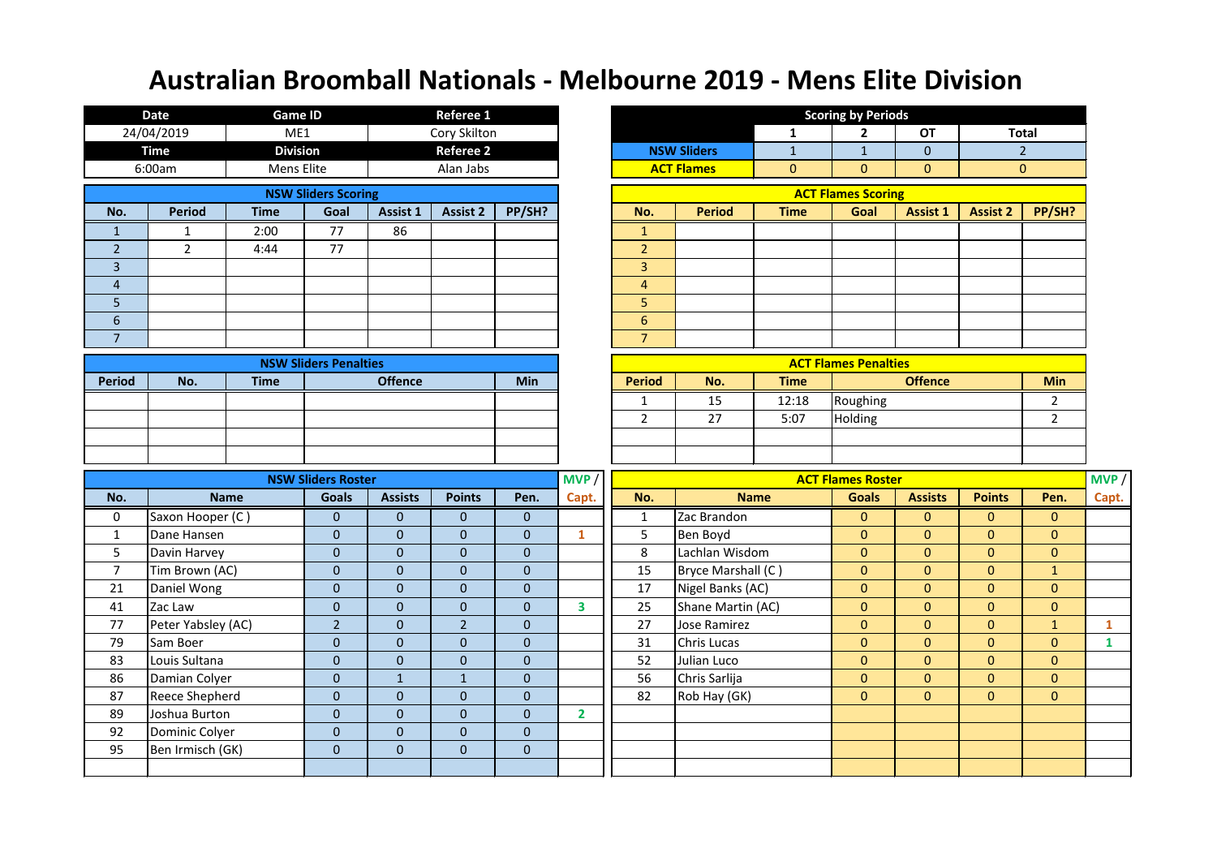# Australian Broomball Nationals - Melbourne 2019 - Mens Elite Division

| Date | Game ID | Referee 1 |
|---|---|---|
| 24/04/2019 | ME1 | Cory Skilton |
| **Time** | **Division** | **Referee 2** |
| 6:00am | Mens Elite | Alan Jabs |

**Scoring by Periods**

| | 1 | 2 | OT | Total |
|---|---|---|---|---|
| NSW Sliders | 1 | 1 | 0 | 2 |
| ACT Flames | 0 | 0 | 0 | 0 |

**NSW Sliders Scoring**

| No. | Period | Time | Goal | Assist 1 | Assist 2 | PP/SH? |
|---|---|---|---|---|---|---|
| 1 | 1 | 2:00 | 77 | 86 | | |
| 2 | 2 | 4:44 | 77 | | | |
| 3 | | | | | | |
| 4 | | | | | | |
| 5 | | | | | | |
| 6 | | | | | | |
| 7 | | | | | | |

**ACT Flames Scoring**

| No. | Period | Time | Goal | Assist 1 | Assist 2 | PP/SH? |
|---|---|---|---|---|---|---|
| 1 | | | | | | |
| 2 | | | | | | |
| 3 | | | | | | |
| 4 | | | | | | |
| 5 | | | | | | |
| 6 | | | | | | |
| 7 | | | | | | |

**NSW Sliders Penalties**

| Period | No. | Time | Offence | Min |
|---|---|---|---|---|
| | | | | |
| | | | | |
| | | | | |
| | | | | |

**ACT Flames Penalties**

| Period | No. | Time | Offence | Min |
|---|---|---|---|---|
| 1 | 15 | 12:18 | Roughing | 2 |
| 2 | 27 | 5:07 | Holding | 2 |
| | | | | |
| | | | | |

**NSW Sliders Roster**

| No. | Name | Goals | Assists | Points | Pen. | MVP / Capt. |
|---|---|---|---|---|---|---|
| 0 | Saxon Hooper (C ) | 0 | 0 | 0 | 0 | |
| 1 | Dane Hansen | 0 | 0 | 0 | 0 | 1 |
| 5 | Davin Harvey | 0 | 0 | 0 | 0 | |
| 7 | Tim Brown (AC) | 0 | 0 | 0 | 0 | |
| 21 | Daniel Wong | 0 | 0 | 0 | 0 | |
| 41 | Zac Law | 0 | 0 | 0 | 0 | 3 |
| 77 | Peter Yabsley (AC) | 2 | 0 | 2 | 0 | |
| 79 | Sam Boer | 0 | 0 | 0 | 0 | |
| 83 | Louis Sultana | 0 | 0 | 0 | 0 | |
| 86 | Damian Colyer | 0 | 1 | 1 | 0 | |
| 87 | Reece Shepherd | 0 | 0 | 0 | 0 | |
| 89 | Joshua Burton | 0 | 0 | 0 | 0 | 2 |
| 92 | Dominic Colyer | 0 | 0 | 0 | 0 | |
| 95 | Ben Irmisch (GK) | 0 | 0 | 0 | 0 | |
| | | | | | | |

**ACT Flames Roster**

| No. | Name | Goals | Assists | Points | Pen. | MVP / Capt. |
|---|---|---|---|---|---|---|
| 1 | Zac Brandon | 0 | 0 | 0 | 0 | |
| 5 | Ben Boyd | 0 | 0 | 0 | 0 | |
| 8 | Lachlan Wisdom | 0 | 0 | 0 | 0 | |
| 15 | Bryce Marshall (C ) | 0 | 0 | 0 | 1 | |
| 17 | Nigel Banks (AC) | 0 | 0 | 0 | 0 | |
| 25 | Shane Martin (AC) | 0 | 0 | 0 | 0 | |
| 27 | Jose Ramirez | 0 | 0 | 0 | 1 | 1 |
| 31 | Chris Lucas | 0 | 0 | 0 | 0 | 1 |
| 52 | Julian Luco | 0 | 0 | 0 | 0 | |
| 56 | Chris Sarlija | 0 | 0 | 0 | 0 | |
| 82 | Rob Hay (GK) | 0 | 0 | 0 | 0 | |
| | | | | | | |
| | | | | | | |
| | | | | | | |
| | | | | | | |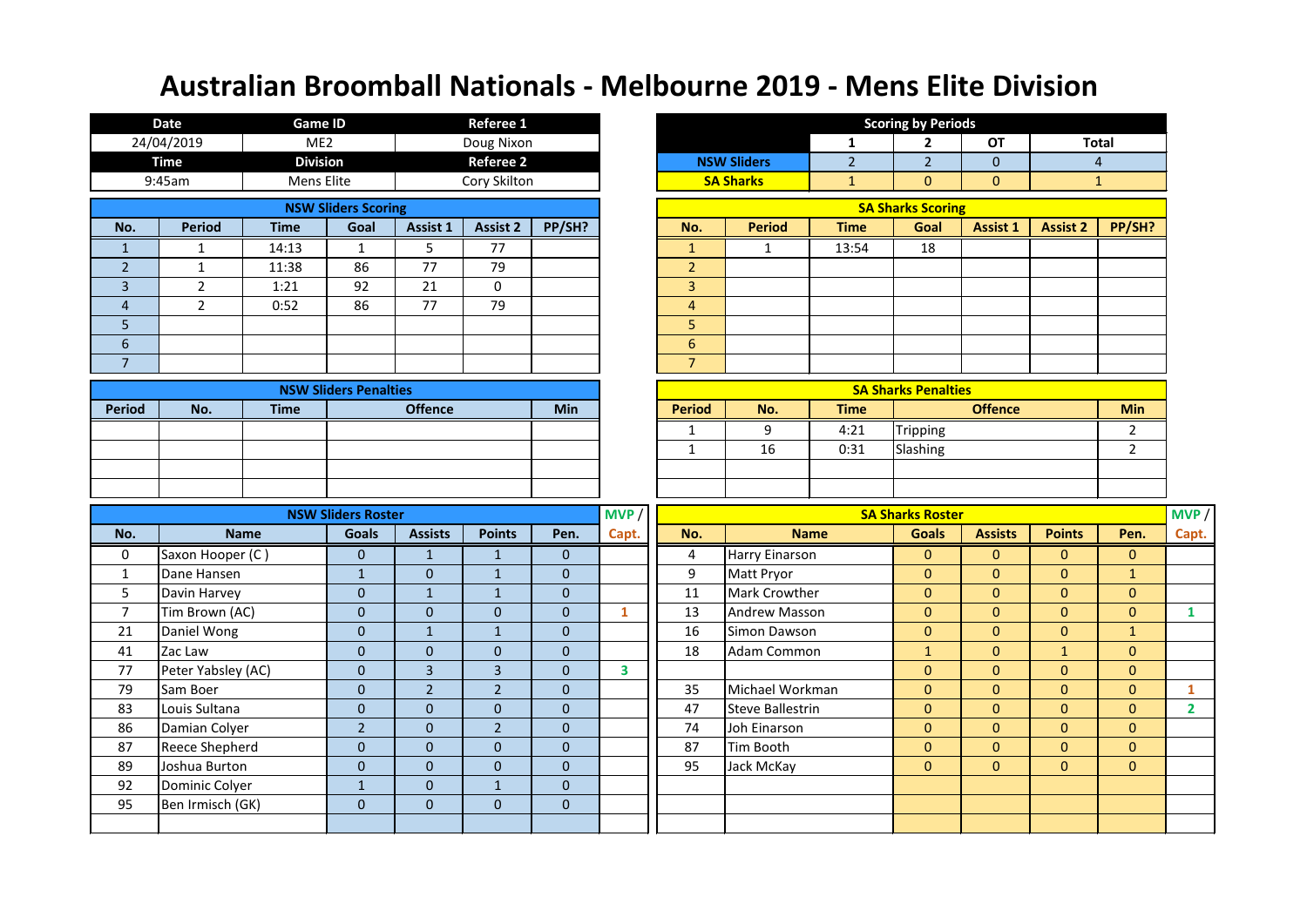# Australian Broomball Nationals - Melbourne 2019 - Mens Elite Division

| Date | Game ID | Referee 1 |
|---|---|---|
| 24/04/2019 | ME2 | Doug Nixon |
| **Time** | **Division** | **Referee 2** |
| 9:45am | Mens Elite | Cory Skilton |

| Scoring by Periods | 1 | 2 | OT | Total |
|---|---|---|---|---|
| NSW Sliders | 2 | 2 | 0 | 4 |
| SA Sharks | 1 | 0 | 0 | 1 |

## NSW Sliders Scoring

| No. | Period | Time | Goal | Assist 1 | Assist 2 | PP/SH? |
|---|---|---|---|---|---|---|
| 1 | 1 | 14:13 | 1 | 5 | 77 | |
| 2 | 1 | 11:38 | 86 | 77 | 79 | |
| 3 | 2 | 1:21 | 92 | 21 | 0 | |
| 4 | 2 | 0:52 | 86 | 77 | 79 | |
| 5 | | | | | | |
| 6 | | | | | | |
| 7 | | | | | | |

## SA Sharks Scoring

| No. | Period | Time | Goal | Assist 1 | Assist 2 | PP/SH? |
|---|---|---|---|---|---|---|
| 1 | 1 | 13:54 | 18 | | | |
| 2 | | | | | | |
| 3 | | | | | | |
| 4 | | | | | | |
| 5 | | | | | | |
| 6 | | | | | | |
| 7 | | | | | | |

## NSW Sliders Penalties

| Period | No. | Time | Offence | Min |
|---|---|---|---|---|
| | | | | |
| | | | | |
| | | | | |
| | | | | |

## SA Sharks Penalties

| Period | No. | Time | Offence | Min |
|---|---|---|---|---|
| 1 | 9 | 4:21 | Tripping | 2 |
| 1 | 16 | 0:31 | Slashing | 2 |
| | | | | |
| | | | | |

## NSW Sliders Roster

| No. | Name | Goals | Assists | Points | Pen. | MVP / Capt. |
|---|---|---|---|---|---|---|
| 0 | Saxon Hooper (C ) | 0 | 1 | 1 | 0 | |
| 1 | Dane Hansen | 1 | 0 | 1 | 0 | |
| 5 | Davin Harvey | 0 | 1 | 1 | 0 | |
| 7 | Tim Brown (AC) | 0 | 0 | 0 | 0 | 1 |
| 21 | Daniel Wong | 0 | 1 | 1 | 0 | |
| 41 | Zac Law | 0 | 0 | 0 | 0 | |
| 77 | Peter Yabsley (AC) | 0 | 3 | 3 | 0 | 3 |
| 79 | Sam Boer | 0 | 2 | 2 | 0 | |
| 83 | Louis Sultana | 0 | 0 | 0 | 0 | |
| 86 | Damian Colyer | 2 | 0 | 2 | 0 | |
| 87 | Reece Shepherd | 0 | 0 | 0 | 0 | |
| 89 | Joshua Burton | 0 | 0 | 0 | 0 | |
| 92 | Dominic Colyer | 1 | 0 | 1 | 0 | |
| 95 | Ben Irmisch (GK) | 0 | 0 | 0 | 0 | |
| | | | | | | |

## SA Sharks Roster

| No. | Name | Goals | Assists | Points | Pen. | MVP / Capt. |
|---|---|---|---|---|---|---|
| 4 | Harry Einarson | 0 | 0 | 0 | 0 | |
| 9 | Matt Pryor | 0 | 0 | 0 | 1 | |
| 11 | Mark Crowther | 0 | 0 | 0 | 0 | |
| 13 | Andrew Masson | 0 | 0 | 0 | 0 | 1 |
| 16 | Simon Dawson | 0 | 0 | 0 | 1 | |
| 18 | Adam Common | 1 | 0 | 1 | 0 | |
| | | 0 | 0 | 0 | 0 | |
| 35 | Michael Workman | 0 | 0 | 0 | 0 | 1 |
| 47 | Steve Ballestrin | 0 | 0 | 0 | 0 | 2 |
| 74 | Joh Einarson | 0 | 0 | 0 | 0 | |
| 87 | Tim Booth | 0 | 0 | 0 | 0 | |
| 95 | Jack McKay | 0 | 0 | 0 | 0 | |
| | | | | | | |
| | | | | | | |
| | | | | | | |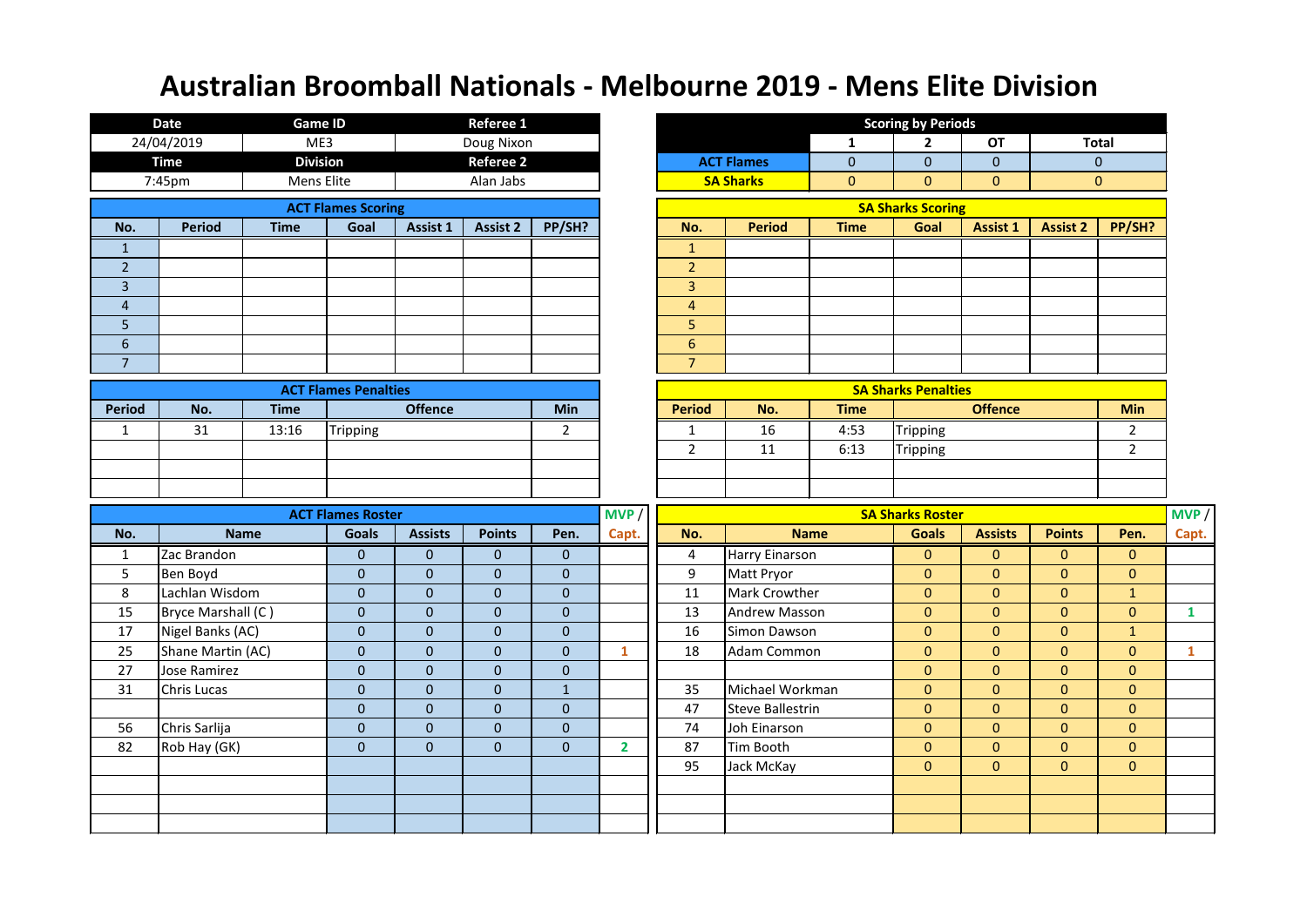# Australian Broomball Nationals - Melbourne 2019 - Mens Elite Division

| Date | Game ID | Referee 1 |
|---|---|---|
| 24/04/2019 | ME3 | Doug Nixon |
| **Time** | **Division** | **Referee 2** |
| 7:45pm | Mens Elite | Alan Jabs |

**Scoring by Periods**

| | 1 | 2 | OT | Total |
|---|---|---|---|---|
| ACT Flames | 0 | 0 | 0 | 0 |
| SA Sharks | 0 | 0 | 0 | 0 |

**ACT Flames Scoring**

| No. | Period | Time | Goal | Assist 1 | Assist 2 | PP/SH? |
|---|---|---|---|---|---|---|
| 1 | | | | | | |
| 2 | | | | | | |
| 3 | | | | | | |
| 4 | | | | | | |
| 5 | | | | | | |
| 6 | | | | | | |
| 7 | | | | | | |

**SA Sharks Scoring**

| No. | Period | Time | Goal | Assist 1 | Assist 2 | PP/SH? |
|---|---|---|---|---|---|---|
| 1 | | | | | | |
| 2 | | | | | | |
| 3 | | | | | | |
| 4 | | | | | | |
| 5 | | | | | | |
| 6 | | | | | | |
| 7 | | | | | | |

**ACT Flames Penalties**

| Period | No. | Time | Offence | Min |
|---|---|---|---|---|
| 1 | 31 | 13:16 | Tripping | 2 |
| | | | | |
| | | | | |
| | | | | |

**SA Sharks Penalties**

| Period | No. | Time | Offence | Min |
|---|---|---|---|---|
| 1 | 16 | 4:53 | Tripping | 2 |
| 2 | 11 | 6:13 | Tripping | 2 |
| | | | | |
| | | | | |

**ACT Flames Roster**

| No. | Name | Goals | Assists | Points | Pen. | MVP / Capt. |
|---|---|---|---|---|---|---|
| 1 | Zac Brandon | 0 | 0 | 0 | 0 | |
| 5 | Ben Boyd | 0 | 0 | 0 | 0 | |
| 8 | Lachlan Wisdom | 0 | 0 | 0 | 0 | |
| 15 | Bryce Marshall (C ) | 0 | 0 | 0 | 0 | |
| 17 | Nigel Banks (AC) | 0 | 0 | 0 | 0 | |
| 25 | Shane Martin (AC) | 0 | 0 | 0 | 0 | 1 |
| 27 | Jose Ramirez | 0 | 0 | 0 | 0 | |
| 31 | Chris Lucas | 0 | 0 | 0 | 1 | |
| | | 0 | 0 | 0 | 0 | |
| 56 | Chris Sarlija | 0 | 0 | 0 | 0 | |
| 82 | Rob Hay (GK) | 0 | 0 | 0 | 0 | 2 |
| | | | | | | |
| | | | | | | |
| | | | | | | |

**SA Sharks Roster**

| No. | Name | Goals | Assists | Points | Pen. | MVP / Capt. |
|---|---|---|---|---|---|---|
| 4 | Harry Einarson | 0 | 0 | 0 | 0 | |
| 9 | Matt Pryor | 0 | 0 | 0 | 0 | |
| 11 | Mark Crowther | 0 | 0 | 0 | 1 | |
| 13 | Andrew Masson | 0 | 0 | 0 | 0 | 1 |
| 16 | Simon Dawson | 0 | 0 | 0 | 1 | |
| 18 | Adam Common | 0 | 0 | 0 | 0 | 1 |
| | | 0 | 0 | 0 | 0 | |
| 35 | Michael Workman | 0 | 0 | 0 | 0 | |
| 47 | Steve Ballestrin | 0 | 0 | 0 | 0 | |
| 74 | Joh Einarson | 0 | 0 | 0 | 0 | |
| 87 | Tim Booth | 0 | 0 | 0 | 0 | |
| 95 | Jack McKay | 0 | 0 | 0 | 0 | |
| | | | | | | |
| | | | | | | |
| | | | | | | |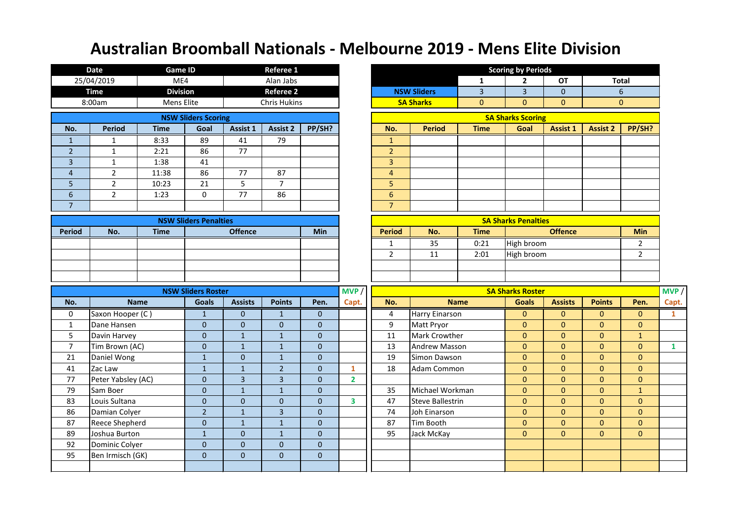# Australian Broomball Nationals - Melbourne 2019 - Mens Elite Division

| Date | Game ID | Referee 1 |
|---|---|---|
| 25/04/2019 | ME4 | Alan Jabs |
| **Time** | **Division** | **Referee 2** |
| 8:00am | Mens Elite | Chris Hukins |

| Scoring by Periods | 1 | 2 | OT | Total |
|---|---|---|---|---|
| NSW Sliders | 3 | 3 | 0 | 6 |
| SA Sharks | 0 | 0 | 0 | 0 |

## NSW Sliders Scoring

| No. | Period | Time | Goal | Assist 1 | Assist 2 | PP/SH? |
|---|---|---|---|---|---|---|
| 1 | 1 | 8:33 | 89 | 41 | 79 | |
| 2 | 1 | 2:21 | 86 | 77 | | |
| 3 | 1 | 1:38 | 41 | | | |
| 4 | 2 | 11:38 | 86 | 77 | 87 | |
| 5 | 2 | 10:23 | 21 | 5 | 7 | |
| 6 | 2 | 1:23 | 0 | 77 | 86 | |
| 7 | | | | | | |

## SA Sharks Scoring

| No. | Period | Time | Goal | Assist 1 | Assist 2 | PP/SH? |
|---|---|---|---|---|---|---|
| 1 | | | | | | |
| 2 | | | | | | |
| 3 | | | | | | |
| 4 | | | | | | |
| 5 | | | | | | |
| 6 | | | | | | |
| 7 | | | | | | |

## NSW Sliders Penalties

| Period | No. | Time | Offence | Min |
|---|---|---|---|---|
| | | | | |
| | | | | |
| | | | | |
| | | | | |

## SA Sharks Penalties

| Period | No. | Time | Offence | Min |
|---|---|---|---|---|
| 1 | 35 | 0:21 | High broom | 2 |
| 2 | 11 | 2:01 | High broom | 2 |
| | | | | |
| | | | | |

## NSW Sliders Roster

| No. | Name | Goals | Assists | Points | Pen. | MVP / Capt. |
|---|---|---|---|---|---|---|
| 0 | Saxon Hooper (C ) | 1 | 0 | 1 | 0 | |
| 1 | Dane Hansen | 0 | 0 | 0 | 0 | |
| 5 | Davin Harvey | 0 | 1 | 1 | 0 | |
| 7 | Tim Brown (AC) | 0 | 1 | 1 | 0 | |
| 21 | Daniel Wong | 1 | 0 | 1 | 0 | |
| 41 | Zac Law | 1 | 1 | 2 | 0 | 1 |
| 77 | Peter Yabsley (AC) | 0 | 3 | 3 | 0 | 2 |
| 79 | Sam Boer | 0 | 1 | 1 | 0 | |
| 83 | Louis Sultana | 0 | 0 | 0 | 0 | 3 |
| 86 | Damian Colyer | 2 | 1 | 3 | 0 | |
| 87 | Reece Shepherd | 0 | 1 | 1 | 0 | |
| 89 | Joshua Burton | 1 | 0 | 1 | 0 | |
| 92 | Dominic Colyer | 0 | 0 | 0 | 0 | |
| 95 | Ben Irmisch (GK) | 0 | 0 | 0 | 0 | |
| | | | | | | |

## SA Sharks Roster

| No. | Name | Goals | Assists | Points | Pen. | MVP / Capt. |
|---|---|---|---|---|---|---|
| 4 | Harry Einarson | 0 | 0 | 0 | 0 | 1 |
| 9 | Matt Pryor | 0 | 0 | 0 | 0 | |
| 11 | Mark Crowther | 0 | 0 | 0 | 1 | |
| 13 | Andrew Masson | 0 | 0 | 0 | 0 | 1 |
| 19 | Simon Dawson | 0 | 0 | 0 | 0 | |
| 18 | Adam Common | 0 | 0 | 0 | 0 | |
| | | 0 | 0 | 0 | 0 | |
| 35 | Michael Workman | 0 | 0 | 0 | 1 | |
| 47 | Steve Ballestrin | 0 | 0 | 0 | 0 | |
| 74 | Joh Einarson | 0 | 0 | 0 | 0 | |
| 87 | Tim Booth | 0 | 0 | 0 | 0 | |
| 95 | Jack McKay | 0 | 0 | 0 | 0 | |
| | | | | | | |
| | | | | | | |
| | | | | | | |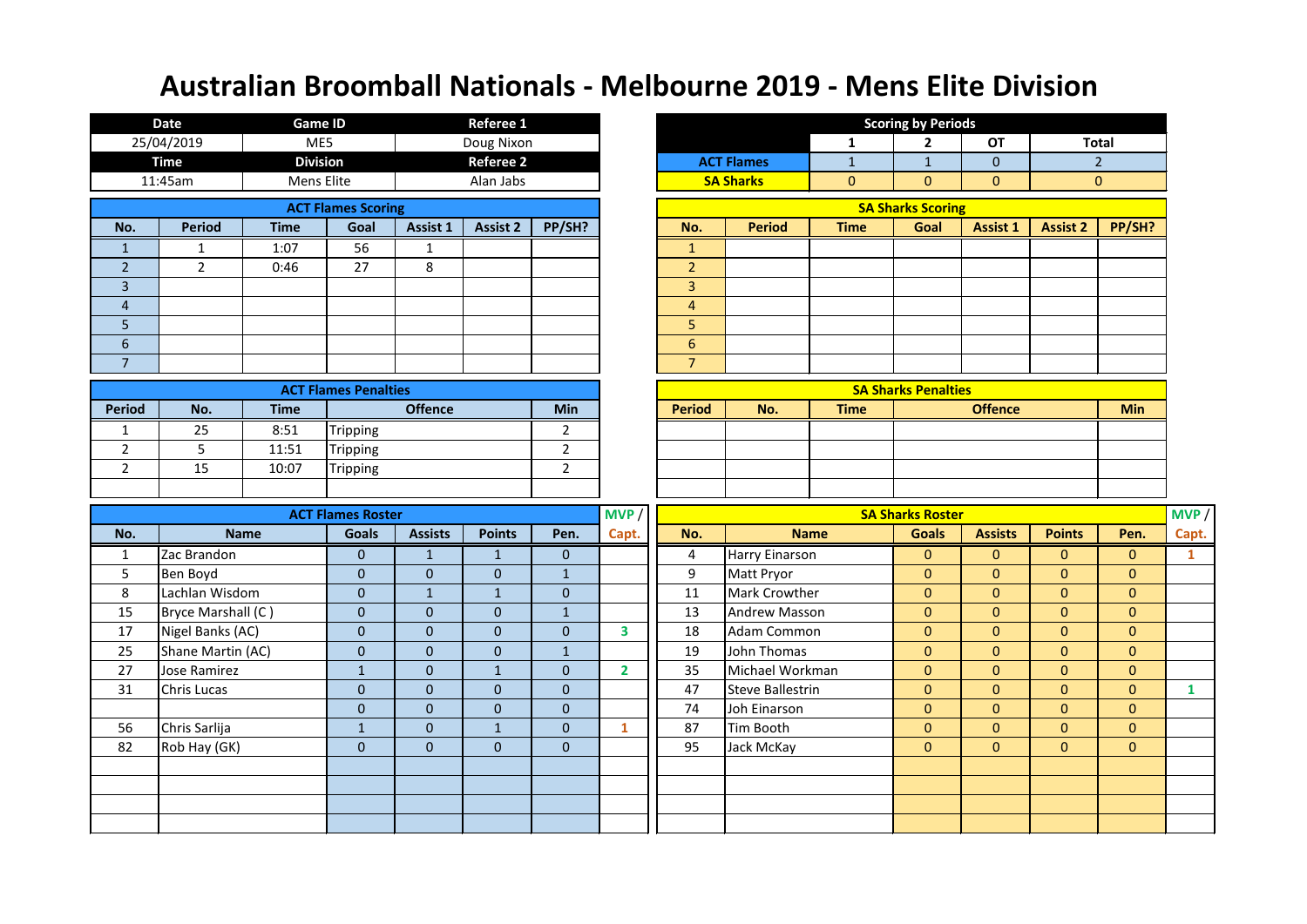# Australian Broomball Nationals - Melbourne 2019 - Mens Elite Division

| Date | Game ID | Referee 1 |
|---|---|---|
| 25/04/2019 | ME5 | Doug Nixon |
| **Time** | **Division** | **Referee 2** |
| 11:45am | Mens Elite | Alan Jabs |

| Scoring by Periods | 1 | 2 | OT | Total |
|---|---|---|---|---|
| ACT Flames | 1 | 1 | 0 | 2 |
| SA Sharks | 0 | 0 | 0 | 0 |

## ACT Flames Scoring

| No. | Period | Time | Goal | Assist 1 | Assist 2 | PP/SH? |
|---|---|---|---|---|---|---|
| 1 | 1 | 1:07 | 56 | 1 | | |
| 2 | 2 | 0:46 | 27 | 8 | | |
| 3 | | | | | | |
| 4 | | | | | | |
| 5 | | | | | | |
| 6 | | | | | | |
| 7 | | | | | | |

## SA Sharks Scoring

| No. | Period | Time | Goal | Assist 1 | Assist 2 | PP/SH? |
|---|---|---|---|---|---|---|
| 1 | | | | | | |
| 2 | | | | | | |
| 3 | | | | | | |
| 4 | | | | | | |
| 5 | | | | | | |
| 6 | | | | | | |
| 7 | | | | | | |

## ACT Flames Penalties

| Period | No. | Time | Offence | Min |
|---|---|---|---|---|
| 1 | 25 | 8:51 | Tripping | 2 |
| 2 | 5 | 11:51 | Tripping | 2 |
| 2 | 15 | 10:07 | Tripping | 2 |
| | | | | |

## SA Sharks Penalties

| Period | No. | Time | Offence | Min |
|---|---|---|---|---|
| | | | | |
| | | | | |
| | | | | |
| | | | | |

## ACT Flames Roster

| No. | Name | Goals | Assists | Points | Pen. | MVP / Capt. |
|---|---|---|---|---|---|---|
| 1 | Zac Brandon | 0 | 1 | 1 | 0 | |
| 5 | Ben Boyd | 0 | 0 | 0 | 1 | |
| 8 | Lachlan Wisdom | 0 | 1 | 1 | 0 | |
| 15 | Bryce Marshall (C ) | 0 | 0 | 0 | 1 | |
| 17 | Nigel Banks (AC) | 0 | 0 | 0 | 0 | 3 |
| 25 | Shane Martin (AC) | 0 | 0 | 0 | 1 | |
| 27 | Jose Ramirez | 1 | 0 | 1 | 0 | 2 |
| 31 | Chris Lucas | 0 | 0 | 0 | 0 | |
| | | 0 | 0 | 0 | 0 | |
| 56 | Chris Sarlija | 1 | 0 | 1 | 0 | 1 |
| 82 | Rob Hay (GK) | 0 | 0 | 0 | 0 | |
| | | | | | | |
| | | | | | | |
| | | | | | | |
| | | | | | | |

## SA Sharks Roster

| No. | Name | Goals | Assists | Points | Pen. | MVP / Capt. |
|---|---|---|---|---|---|---|
| 4 | Harry Einarson | 0 | 0 | 0 | 0 | 1 |
| 9 | Matt Pryor | 0 | 0 | 0 | 0 | |
| 11 | Mark Crowther | 0 | 0 | 0 | 0 | |
| 13 | Andrew Masson | 0 | 0 | 0 | 0 | |
| 18 | Adam Common | 0 | 0 | 0 | 0 | |
| 19 | John Thomas | 0 | 0 | 0 | 0 | |
| 35 | Michael Workman | 0 | 0 | 0 | 0 | |
| 47 | Steve Ballestrin | 0 | 0 | 0 | 0 | 1 |
| 74 | Joh Einarson | 0 | 0 | 0 | 0 | |
| 87 | Tim Booth | 0 | 0 | 0 | 0 | |
| 95 | Jack McKay | 0 | 0 | 0 | 0 | |
| | | | | | | |
| | | | | | | |
| | | | | | | |
| | | | | | | |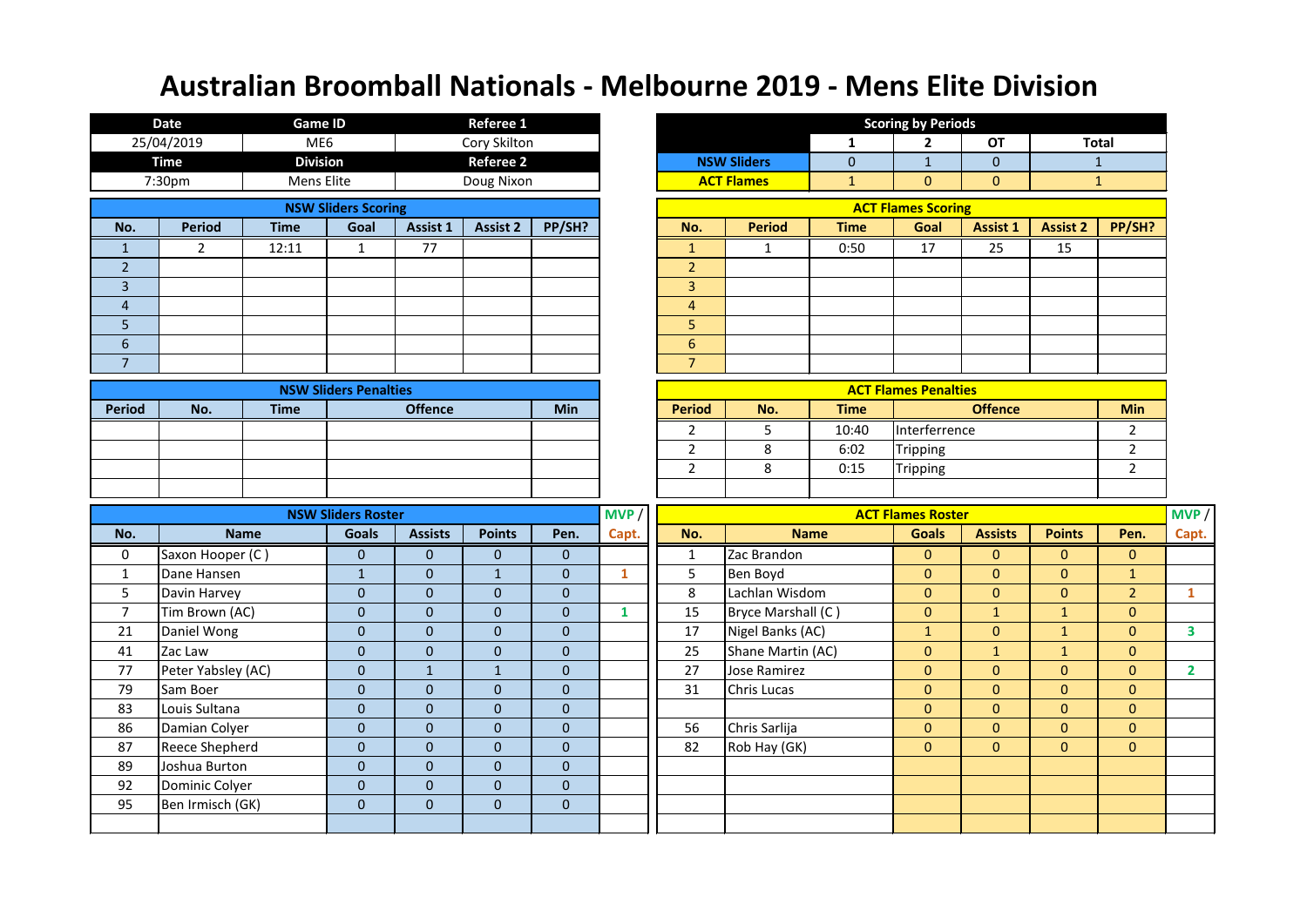# Australian Broomball Nationals - Melbourne 2019 - Mens Elite Division

| Date | Game ID | Referee 1 |
|---|---|---|
| 25/04/2019 | ME6 | Cory Skilton |
| **Time** | **Division** | **Referee 2** |
| 7:30pm | Mens Elite | Doug Nixon |

**Scoring by Periods**

| | 1 | 2 | OT | Total |
|---|---|---|---|---|
| NSW Sliders | 0 | 1 | 0 | 1 |
| ACT Flames | 1 | 0 | 0 | 1 |

**NSW Sliders Scoring**

| No. | Period | Time | Goal | Assist 1 | Assist 2 | PP/SH? |
|---|---|---|---|---|---|---|
| 1 | 2 | 12:11 | 1 | 77 | | |
| 2 | | | | | | |
| 3 | | | | | | |
| 4 | | | | | | |
| 5 | | | | | | |
| 6 | | | | | | |
| 7 | | | | | | |

**ACT Flames Scoring**

| No. | Period | Time | Goal | Assist 1 | Assist 2 | PP/SH? |
|---|---|---|---|---|---|---|
| 1 | 1 | 0:50 | 17 | 25 | 15 | |
| 2 | | | | | | |
| 3 | | | | | | |
| 4 | | | | | | |
| 5 | | | | | | |
| 6 | | | | | | |
| 7 | | | | | | |

**NSW Sliders Penalties**

| Period | No. | Time | Offence | Min |
|---|---|---|---|---|
| | | | | |
| | | | | |
| | | | | |
| | | | | |

**ACT Flames Penalties**

| Period | No. | Time | Offence | Min |
|---|---|---|---|---|
| 2 | 5 | 10:40 | Interferrence | 2 |
| 2 | 8 | 6:02 | Tripping | 2 |
| 2 | 8 | 0:15 | Tripping | 2 |
| | | | | |

**NSW Sliders Roster**

| No. | Name | Goals | Assists | Points | Pen. | MVP / Capt. |
|---|---|---|---|---|---|---|
| 0 | Saxon Hooper (C ) | 0 | 0 | 0 | 0 | |
| 1 | Dane Hansen | 1 | 0 | 1 | 0 | 1 |
| 5 | Davin Harvey | 0 | 0 | 0 | 0 | |
| 7 | Tim Brown (AC) | 0 | 0 | 0 | 0 | 1 |
| 21 | Daniel Wong | 0 | 0 | 0 | 0 | |
| 41 | Zac Law | 0 | 0 | 0 | 0 | |
| 77 | Peter Yabsley (AC) | 0 | 1 | 1 | 0 | |
| 79 | Sam Boer | 0 | 0 | 0 | 0 | |
| 83 | Louis Sultana | 0 | 0 | 0 | 0 | |
| 86 | Damian Colyer | 0 | 0 | 0 | 0 | |
| 87 | Reece Shepherd | 0 | 0 | 0 | 0 | |
| 89 | Joshua Burton | 0 | 0 | 0 | 0 | |
| 92 | Dominic Colyer | 0 | 0 | 0 | 0 | |
| 95 | Ben Irmisch (GK) | 0 | 0 | 0 | 0 | |
| | | | | | | |

**ACT Flames Roster**

| No. | Name | Goals | Assists | Points | Pen. | MVP / Capt. |
|---|---|---|---|---|---|---|
| 1 | Zac Brandon | 0 | 0 | 0 | 0 | |
| 5 | Ben Boyd | 0 | 0 | 0 | 1 | |
| 8 | Lachlan Wisdom | 0 | 0 | 0 | 2 | 1 |
| 15 | Bryce Marshall (C ) | 0 | 1 | 1 | 0 | |
| 17 | Nigel Banks (AC) | 1 | 0 | 1 | 0 | 3 |
| 25 | Shane Martin (AC) | 0 | 1 | 1 | 0 | |
| 27 | Jose Ramirez | 0 | 0 | 0 | 0 | 2 |
| 31 | Chris Lucas | 0 | 0 | 0 | 0 | |
| | | 0 | 0 | 0 | 0 | |
| 56 | Chris Sarlija | 0 | 0 | 0 | 0 | |
| 82 | Rob Hay (GK) | 0 | 0 | 0 | 0 | |
| | | | | | | |
| | | | | | | |
| | | | | | | |
| | | | | | | |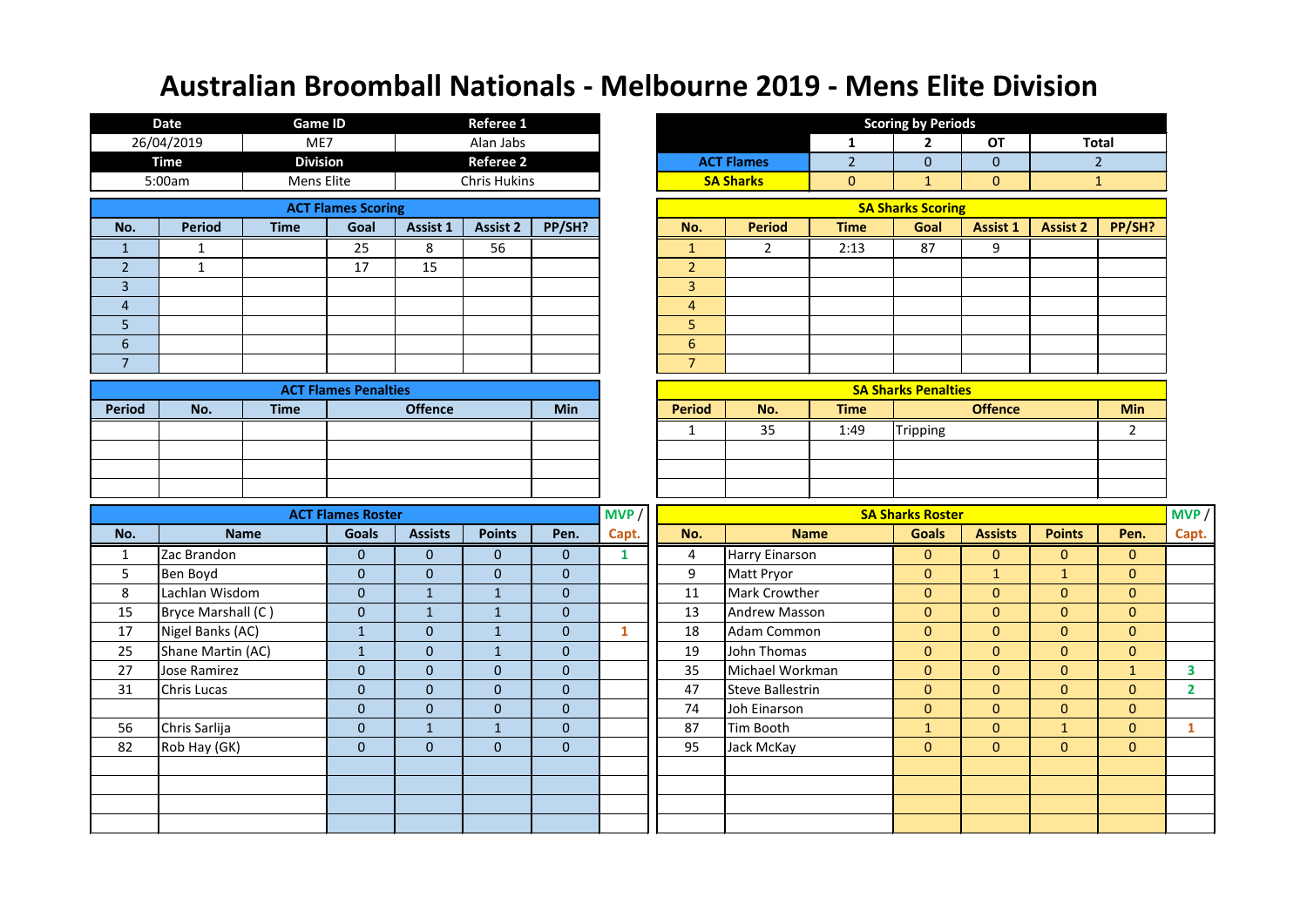# Australian Broomball Nationals - Melbourne 2019 - Mens Elite Division

| Date | Game ID | Referee 1 |
|---|---|---|
| 26/04/2019 | ME7 | Alan Jabs |
| **Time** | **Division** | **Referee 2** |
| 5:00am | Mens Elite | Chris Hukins |

**Scoring by Periods**

| | 1 | 2 | OT | Total |
|---|---|---|---|---|
| ACT Flames | 2 | 0 | 0 | 2 |
| SA Sharks | 0 | 1 | 0 | 1 |

**ACT Flames Scoring**

| No. | Period | Time | Goal | Assist 1 | Assist 2 | PP/SH? |
|---|---|---|---|---|---|---|
| 1 | 1 | | 25 | 8 | 56 | |
| 2 | 1 | | 17 | 15 | | |
| 3 | | | | | | |
| 4 | | | | | | |
| 5 | | | | | | |
| 6 | | | | | | |
| 7 | | | | | | |

**SA Sharks Scoring**

| No. | Period | Time | Goal | Assist 1 | Assist 2 | PP/SH? |
|---|---|---|---|---|---|---|
| 1 | 2 | 2:13 | 87 | 9 | | |
| 2 | | | | | | |
| 3 | | | | | | |
| 4 | | | | | | |
| 5 | | | | | | |
| 6 | | | | | | |
| 7 | | | | | | |

**ACT Flames Penalties**

| Period | No. | Time | Offence | Min |
|---|---|---|---|---|
| | | | | |
| | | | | |
| | | | | |
| | | | | |

**SA Sharks Penalties**

| Period | No. | Time | Offence | Min |
|---|---|---|---|---|
| 1 | 35 | 1:49 | Tripping | 2 |
| | | | | |
| | | | | |
| | | | | |

**ACT Flames Roster**

| No. | Name | Goals | Assists | Points | Pen. | MVP / Capt. |
|---|---|---|---|---|---|---|
| 1 | Zac Brandon | 0 | 0 | 0 | 0 | 1 |
| 5 | Ben Boyd | 0 | 0 | 0 | 0 | |
| 8 | Lachlan Wisdom | 0 | 1 | 1 | 0 | |
| 15 | Bryce Marshall (C ) | 0 | 1 | 1 | 0 | |
| 17 | Nigel Banks (AC) | 1 | 0 | 1 | 0 | 1 |
| 25 | Shane Martin (AC) | 1 | 0 | 1 | 0 | |
| 27 | Jose Ramirez | 0 | 0 | 0 | 0 | |
| 31 | Chris Lucas | 0 | 0 | 0 | 0 | |
| | | 0 | 0 | 0 | 0 | |
| 56 | Chris Sarlija | 0 | 1 | 1 | 0 | |
| 82 | Rob Hay (GK) | 0 | 0 | 0 | 0 | |

**SA Sharks Roster**

| No. | Name | Goals | Assists | Points | Pen. | MVP / Capt. |
|---|---|---|---|---|---|---|
| 4 | Harry Einarson | 0 | 0 | 0 | 0 | |
| 9 | Matt Pryor | 0 | 1 | 1 | 0 | |
| 11 | Mark Crowther | 0 | 0 | 0 | 0 | |
| 13 | Andrew Masson | 0 | 0 | 0 | 0 | |
| 18 | Adam Common | 0 | 0 | 0 | 0 | |
| 19 | John Thomas | 0 | 0 | 0 | 0 | |
| 35 | Michael Workman | 0 | 0 | 0 | 1 | 3 |
| 47 | Steve Ballestrin | 0 | 0 | 0 | 0 | 2 |
| 74 | Joh Einarson | 0 | 0 | 0 | 0 | |
| 87 | Tim Booth | 1 | 0 | 1 | 0 | 1 |
| 95 | Jack McKay | 0 | 0 | 0 | 0 | |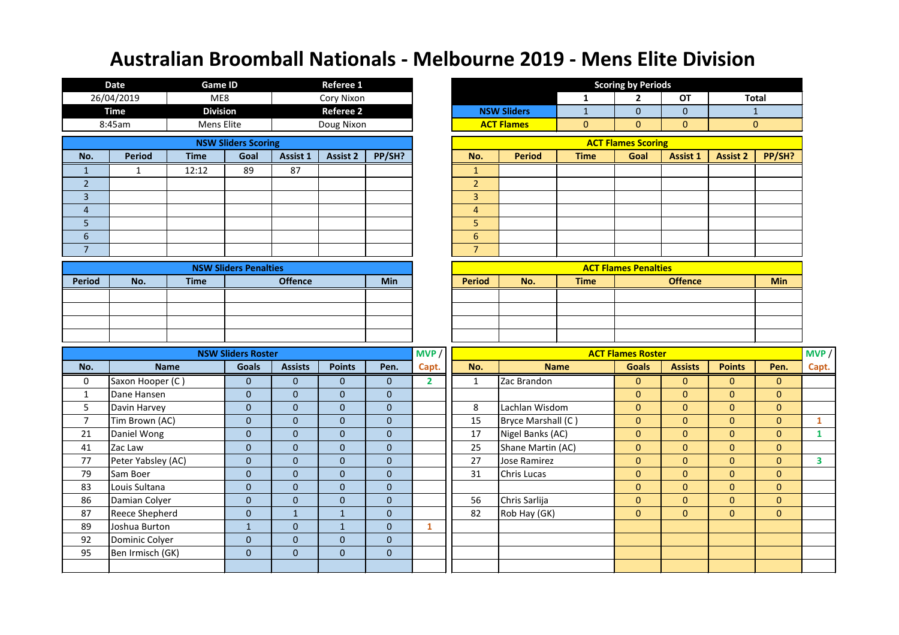# Australian Broomball Nationals - Melbourne 2019 - Mens Elite Division

| Date | Game ID | Referee 1 |
|---|---|---|
| 26/04/2019 | ME8 | Cory Nixon |
| **Time** | **Division** | **Referee 2** |
| 8:45am | Mens Elite | Doug Nixon |

**Scoring by Periods**

| | 1 | 2 | OT | Total |
|---|---|---|---|---|
| NSW Sliders | 1 | 0 | 0 | 1 |
| ACT Flames | 0 | 0 | 0 | 0 |

**NSW Sliders Scoring**

| No. | Period | Time | Goal | Assist 1 | Assist 2 | PP/SH? |
|---|---|---|---|---|---|---|
| 1 | 1 | 12:12 | 89 | 87 | | |
| 2 | | | | | | |
| 3 | | | | | | |
| 4 | | | | | | |
| 5 | | | | | | |
| 6 | | | | | | |
| 7 | | | | | | |

**ACT Flames Scoring**

| No. | Period | Time | Goal | Assist 1 | Assist 2 | PP/SH? |
|---|---|---|---|---|---|---|
| 1 | | | | | | |
| 2 | | | | | | |
| 3 | | | | | | |
| 4 | | | | | | |
| 5 | | | | | | |
| 6 | | | | | | |
| 7 | | | | | | |

**NSW Sliders Penalties**

| Period | No. | Time | Offence | Min |
|---|---|---|---|---|
| | | | | |
| | | | | |
| | | | | |
| | | | | |

**ACT Flames Penalties**

| Period | No. | Time | Offence | Min |
|---|---|---|---|---|
| | | | | |
| | | | | |
| | | | | |
| | | | | |

**NSW Sliders Roster**

| No. | Name | Goals | Assists | Points | Pen. | MVP / Capt. |
|---|---|---|---|---|---|---|
| 0 | Saxon Hooper (C ) | 0 | 0 | 0 | 0 | 2 |
| 1 | Dane Hansen | 0 | 0 | 0 | 0 | |
| 5 | Davin Harvey | 0 | 0 | 0 | 0 | |
| 7 | Tim Brown (AC) | 0 | 0 | 0 | 0 | |
| 21 | Daniel Wong | 0 | 0 | 0 | 0 | |
| 41 | Zac Law | 0 | 0 | 0 | 0 | |
| 77 | Peter Yabsley (AC) | 0 | 0 | 0 | 0 | |
| 79 | Sam Boer | 0 | 0 | 0 | 0 | |
| 83 | Louis Sultana | 0 | 0 | 0 | 0 | |
| 86 | Damian Colyer | 0 | 0 | 0 | 0 | |
| 87 | Reece Shepherd | 0 | 1 | 1 | 0 | |
| 89 | Joshua Burton | 1 | 0 | 1 | 0 | 1 |
| 92 | Dominic Colyer | 0 | 0 | 0 | 0 | |
| 95 | Ben Irmisch (GK) | 0 | 0 | 0 | 0 | |
| | | | | | | |

**ACT Flames Roster**

| No. | Name | Goals | Assists | Points | Pen. | MVP / Capt. |
|---|---|---|---|---|---|---|
| 1 | Zac Brandon | 0 | 0 | 0 | 0 | |
| | | 0 | 0 | 0 | 0 | |
| 8 | Lachlan Wisdom | 0 | 0 | 0 | 0 | |
| 15 | Bryce Marshall (C ) | 0 | 0 | 0 | 0 | 1 |
| 17 | Nigel Banks (AC) | 0 | 0 | 0 | 0 | 1 |
| 25 | Shane Martin (AC) | 0 | 0 | 0 | 0 | |
| 27 | Jose Ramirez | 0 | 0 | 0 | 0 | 3 |
| 31 | Chris Lucas | 0 | 0 | 0 | 0 | |
| | | 0 | 0 | 0 | 0 | |
| 56 | Chris Sarlija | 0 | 0 | 0 | 0 | |
| 82 | Rob Hay (GK) | 0 | 0 | 0 | 0 | |
| | | | | | | |
| | | | | | | |
| | | | | | | |
| | | | | | | |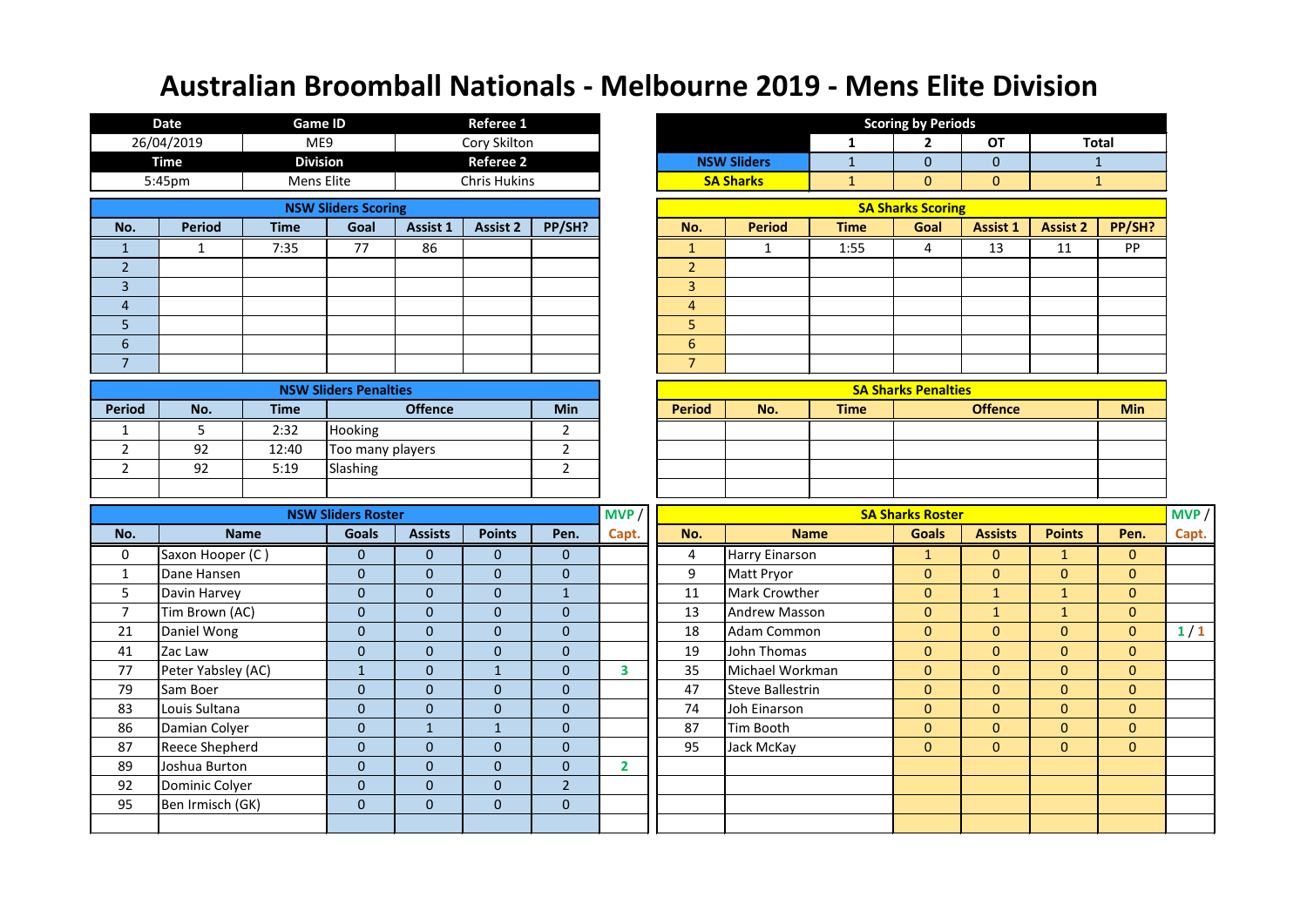# Australian Broomball Nationals - Melbourne 2019 - Mens Elite Division

| Date | Game ID | Referee 1 |
|---|---|---|
| 26/04/2019 | ME9 | Cory Skilton |
| **Time** | **Division** | **Referee 2** |
| 5:45pm | Mens Elite | Chris Hukins |

**Scoring by Periods**

| | 1 | 2 | OT | Total |
|---|---|---|---|---|
| NSW Sliders | 1 | 0 | 0 | 1 |
| SA Sharks | 1 | 0 | 0 | 1 |

**NSW Sliders Scoring**

| No. | Period | Time | Goal | Assist 1 | Assist 2 | PP/SH? |
|---|---|---|---|---|---|---|
| 1 | 1 | 7:35 | 77 | 86 | | |
| 2 | | | | | | |
| 3 | | | | | | |
| 4 | | | | | | |
| 5 | | | | | | |
| 6 | | | | | | |
| 7 | | | | | | |

**SA Sharks Scoring**

| No. | Period | Time | Goal | Assist 1 | Assist 2 | PP/SH? |
|---|---|---|---|---|---|---|
| 1 | 1 | 1:55 | 4 | 13 | 11 | PP |
| 2 | | | | | | |
| 3 | | | | | | |
| 4 | | | | | | |
| 5 | | | | | | |
| 6 | | | | | | |
| 7 | | | | | | |

**NSW Sliders Penalties**

| Period | No. | Time | Offence | Min |
|---|---|---|---|---|
| 1 | 5 | 2:32 | Hooking | 2 |
| 2 | 92 | 12:40 | Too many players | 2 |
| 2 | 92 | 5:19 | Slashing | 2 |
| | | | | |

**SA Sharks Penalties**

| Period | No. | Time | Offence | Min |
|---|---|---|---|---|
| | | | | |
| | | | | |
| | | | | |
| | | | | |

**NSW Sliders Roster**

| No. | Name | Goals | Assists | Points | Pen. | MVP / Capt. |
|---|---|---|---|---|---|---|
| 0 | Saxon Hooper (C ) | 0 | 0 | 0 | 0 | |
| 1 | Dane Hansen | 0 | 0 | 0 | 0 | |
| 5 | Davin Harvey | 0 | 0 | 0 | 1 | |
| 7 | Tim Brown (AC) | 0 | 0 | 0 | 0 | |
| 21 | Daniel Wong | 0 | 0 | 0 | 0 | |
| 41 | Zac Law | 0 | 0 | 0 | 0 | |
| 77 | Peter Yabsley (AC) | 1 | 0 | 1 | 0 | 3 |
| 79 | Sam Boer | 0 | 0 | 0 | 0 | |
| 83 | Louis Sultana | 0 | 0 | 0 | 0 | |
| 86 | Damian Colyer | 0 | 1 | 1 | 0 | |
| 87 | Reece Shepherd | 0 | 0 | 0 | 0 | |
| 89 | Joshua Burton | 0 | 0 | 0 | 0 | 2 |
| 92 | Dominic Colyer | 0 | 0 | 0 | 2 | |
| 95 | Ben Irmisch (GK) | 0 | 0 | 0 | 0 | |
| | | | | | | |

**SA Sharks Roster**

| No. | Name | Goals | Assists | Points | Pen. | MVP / Capt. |
|---|---|---|---|---|---|---|
| 4 | Harry Einarson | 1 | 0 | 1 | 0 | |
| 9 | Matt Pryor | 0 | 0 | 0 | 0 | |
| 11 | Mark Crowther | 0 | 1 | 1 | 0 | |
| 13 | Andrew Masson | 0 | 1 | 1 | 0 | |
| 18 | Adam Common | 0 | 0 | 0 | 0 | 1 / 1 |
| 19 | John Thomas | 0 | 0 | 0 | 0 | |
| 35 | Michael Workman | 0 | 0 | 0 | 0 | |
| 47 | Steve Ballestrin | 0 | 0 | 0 | 0 | |
| 74 | Joh Einarson | 0 | 0 | 0 | 0 | |
| 87 | Tim Booth | 0 | 0 | 0 | 0 | |
| 95 | Jack McKay | 0 | 0 | 0 | 0 | |
| | | | | | | |
| | | | | | | |
| | | | | | | |
| | | | | | | |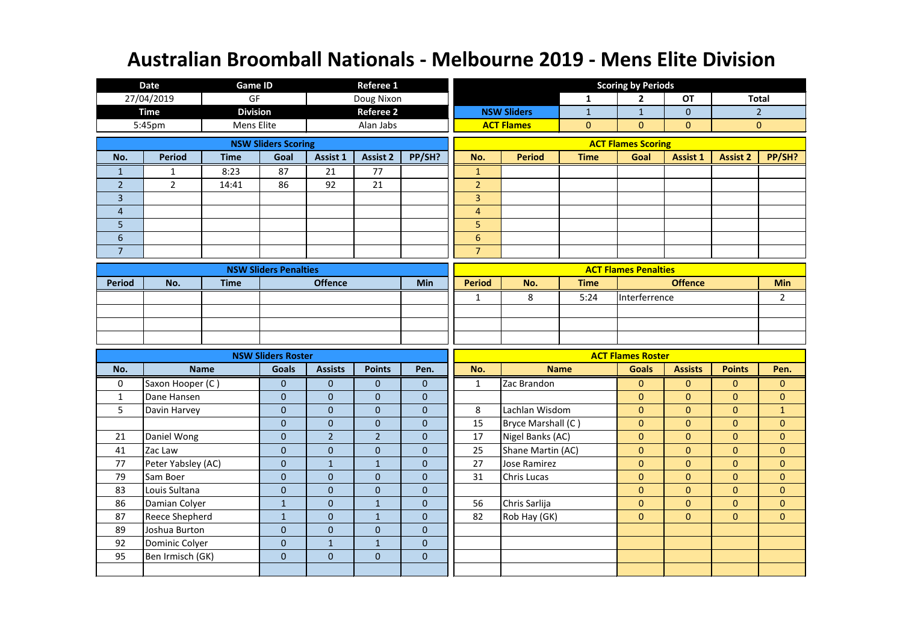# Australian Broomball Nationals - Melbourne 2019 - Mens Elite Division

| Date | Game ID | Referee 1 |
|---|---|---|
| 27/04/2019 | GF | Doug Nixon |
| **Time** | **Division** | **Referee 2** |
| 5:45pm | Mens Elite | Alan Jabs |

**Scoring by Periods**

| | 1 | 2 | OT | Total |
|---|---|---|---|---|
| NSW Sliders | 1 | 1 | 0 | 2 |
| ACT Flames | 0 | 0 | 0 | 0 |

**NSW Sliders Scoring**

| No. | Period | Time | Goal | Assist 1 | Assist 2 | PP/SH? |
|---|---|---|---|---|---|---|
| 1 | 1 | 8:23 | 87 | 21 | 77 | |
| 2 | 2 | 14:41 | 86 | 92 | 21 | |
| 3 | | | | | | |
| 4 | | | | | | |
| 5 | | | | | | |
| 6 | | | | | | |
| 7 | | | | | | |

**ACT Flames Scoring**

| No. | Period | Time | Goal | Assist 1 | Assist 2 | PP/SH? |
|---|---|---|---|---|---|---|
| 1 | | | | | | |
| 2 | | | | | | |
| 3 | | | | | | |
| 4 | | | | | | |
| 5 | | | | | | |
| 6 | | | | | | |
| 7 | | | | | | |

**NSW Sliders Penalties**

| Period | No. | Time | Offence | Min |
|---|---|---|---|---|
| | | | | |
| | | | | |
| | | | | |
| | | | | |

**ACT Flames Penalties**

| Period | No. | Time | Offence | Min |
|---|---|---|---|---|
| 1 | 8 | 5:24 | Interferrence | 2 |
| | | | | |
| | | | | |
| | | | | |

**NSW Sliders Roster**

| No. | Name | Goals | Assists | Points | Pen. |
|---|---|---|---|---|---|
| 0 | Saxon Hooper (C ) | 0 | 0 | 0 | 0 |
| 1 | Dane Hansen | 0 | 0 | 0 | 0 |
| 5 | Davin Harvey | 0 | 0 | 0 | 0 |
| | | 0 | 0 | 0 | 0 |
| 21 | Daniel Wong | 0 | 2 | 2 | 0 |
| 41 | Zac Law | 0 | 0 | 0 | 0 |
| 77 | Peter Yabsley (AC) | 0 | 1 | 1 | 0 |
| 79 | Sam Boer | 0 | 0 | 0 | 0 |
| 83 | Louis Sultana | 0 | 0 | 0 | 0 |
| 86 | Damian Colyer | 1 | 0 | 1 | 0 |
| 87 | Reece Shepherd | 1 | 0 | 1 | 0 |
| 89 | Joshua Burton | 0 | 0 | 0 | 0 |
| 92 | Dominic Colyer | 0 | 1 | 1 | 0 |
| 95 | Ben Irmisch (GK) | 0 | 0 | 0 | 0 |
| | | | | | |

**ACT Flames Roster**

| No. | Name | Goals | Assists | Points | Pen. |
|---|---|---|---|---|---|
| 1 | Zac Brandon | 0 | 0 | 0 | 0 |
| | | 0 | 0 | 0 | 0 |
| 8 | Lachlan Wisdom | 0 | 0 | 0 | 1 |
| 15 | Bryce Marshall (C ) | 0 | 0 | 0 | 0 |
| 17 | Nigel Banks (AC) | 0 | 0 | 0 | 0 |
| 25 | Shane Martin (AC) | 0 | 0 | 0 | 0 |
| 27 | Jose Ramirez | 0 | 0 | 0 | 0 |
| 31 | Chris Lucas | 0 | 0 | 0 | 0 |
| | | 0 | 0 | 0 | 0 |
| 56 | Chris Sarlija | 0 | 0 | 0 | 0 |
| 82 | Rob Hay (GK) | 0 | 0 | 0 | 0 |
| | | | | | |
| | | | | | |
| | | | | | |
| | | | | | |